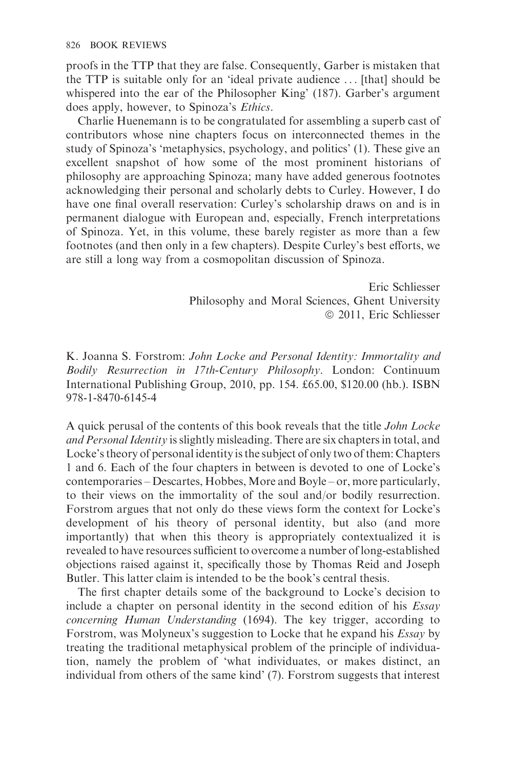proofs in the TTP that they are false. Consequently, Garber is mistaken that the TTP is suitable only for an 'ideal private audience ... [that] should be whispered into the ear of the Philosopher King' (187). Garber's argument does apply, however, to Spinoza's *Ethics*.

Charlie Huenemann is to be congratulated for assembling a superb cast of contributors whose nine chapters focus on interconnected themes in the study of Spinoza's 'metaphysics, psychology, and politics' (1). These give an excellent snapshot of how some of the most prominent historians of philosophy are approaching Spinoza; many have added generous footnotes acknowledging their personal and scholarly debts to Curley. However, I do have one final overall reservation: Curley's scholarship draws on and is in permanent dialogue with European and, especially, French interpretations of Spinoza. Yet, in this volume, these barely register as more than a few footnotes (and then only in a few chapters). Despite Curley's best efforts, we are still a long way from a cosmopolitan discussion of Spinoza.

Eric Schliesser
Philosophy and Moral Sciences, Ghent University
© 2011, Eric Schliesser

K. Joanna S. Forstrom: *John Locke and Personal Identity: Immortality and Bodily Resurrection in 17th-Century Philosophy*. London: Continuum International Publishing Group, 2010, pp. 154. £65.00, $120.00 (hb.). ISBN 978-1-8470-6145-4

A quick perusal of the contents of this book reveals that the title *John Locke and Personal Identity* is slightly misleading. There are six chapters in total, and Locke's theory of personal identity is the subject of only two of them: Chapters 1 and 6. Each of the four chapters in between is devoted to one of Locke's contemporaries – Descartes, Hobbes, More and Boyle – or, more particularly, to their views on the immortality of the soul and/or bodily resurrection. Forstrom argues that not only do these views form the context for Locke's development of his theory of personal identity, but also (and more importantly) that when this theory is appropriately contextualized it is revealed to have resources sufficient to overcome a number of long-established objections raised against it, specifically those by Thomas Reid and Joseph Butler. This latter claim is intended to be the book's central thesis.

The first chapter details some of the background to Locke's decision to include a chapter on personal identity in the second edition of his *Essay concerning Human Understanding* (1694). The key trigger, according to Forstrom, was Molyneux's suggestion to Locke that he expand his *Essay* by treating the traditional metaphysical problem of the principle of individuation, namely the problem of 'what individuates, or makes distinct, an individual from others of the same kind' (7). Forstrom suggests that interest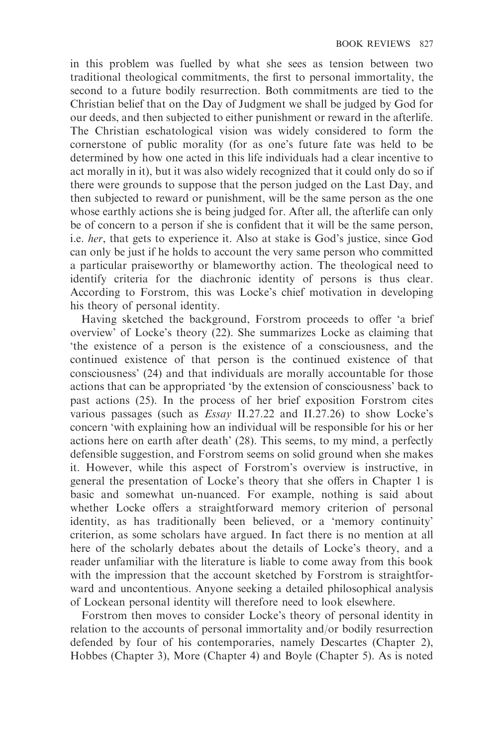in this problem was fuelled by what she sees as tension between two traditional theological commitments, the first to personal immortality, the second to a future bodily resurrection. Both commitments are tied to the Christian belief that on the Day of Judgment we shall be judged by God for our deeds, and then subjected to either punishment or reward in the afterlife. The Christian eschatological vision was widely considered to form the cornerstone of public morality (for as one's future fate was held to be determined by how one acted in this life individuals had a clear incentive to act morally in it), but it was also widely recognized that it could only do so if there were grounds to suppose that the person judged on the Last Day, and then subjected to reward or punishment, will be the same person as the one whose earthly actions she is being judged for. After all, the afterlife can only be of concern to a person if she is confident that it will be the same person, i.e. *her*, that gets to experience it. Also at stake is God's justice, since God can only be just if he holds to account the very same person who committed a particular praiseworthy or blameworthy action. The theological need to identify criteria for the diachronic identity of persons is thus clear. According to Forstrom, this was Locke's chief motivation in developing his theory of personal identity.

Having sketched the background, Forstrom proceeds to offer 'a brief overview' of Locke's theory (22). She summarizes Locke as claiming that 'the existence of a person is the existence of a consciousness, and the continued existence of that person is the continued existence of that consciousness' (24) and that individuals are morally accountable for those actions that can be appropriated 'by the extension of consciousness' back to past actions (25). In the process of her brief exposition Forstrom cites various passages (such as *Essay* II.27.22 and II.27.26) to show Locke's concern 'with explaining how an individual will be responsible for his or her actions here on earth after death' (28). This seems, to my mind, a perfectly defensible suggestion, and Forstrom seems on solid ground when she makes it. However, while this aspect of Forstrom's overview is instructive, in general the presentation of Locke's theory that she offers in Chapter 1 is basic and somewhat un-nuanced. For example, nothing is said about whether Locke offers a straightforward memory criterion of personal identity, as has traditionally been believed, or a 'memory continuity' criterion, as some scholars have argued. In fact there is no mention at all here of the scholarly debates about the details of Locke's theory, and a reader unfamiliar with the literature is liable to come away from this book with the impression that the account sketched by Forstrom is straightforward and uncontentious. Anyone seeking a detailed philosophical analysis of Lockean personal identity will therefore need to look elsewhere.

Forstrom then moves to consider Locke's theory of personal identity in relation to the accounts of personal immortality and/or bodily resurrection defended by four of his contemporaries, namely Descartes (Chapter 2), Hobbes (Chapter 3), More (Chapter 4) and Boyle (Chapter 5). As is noted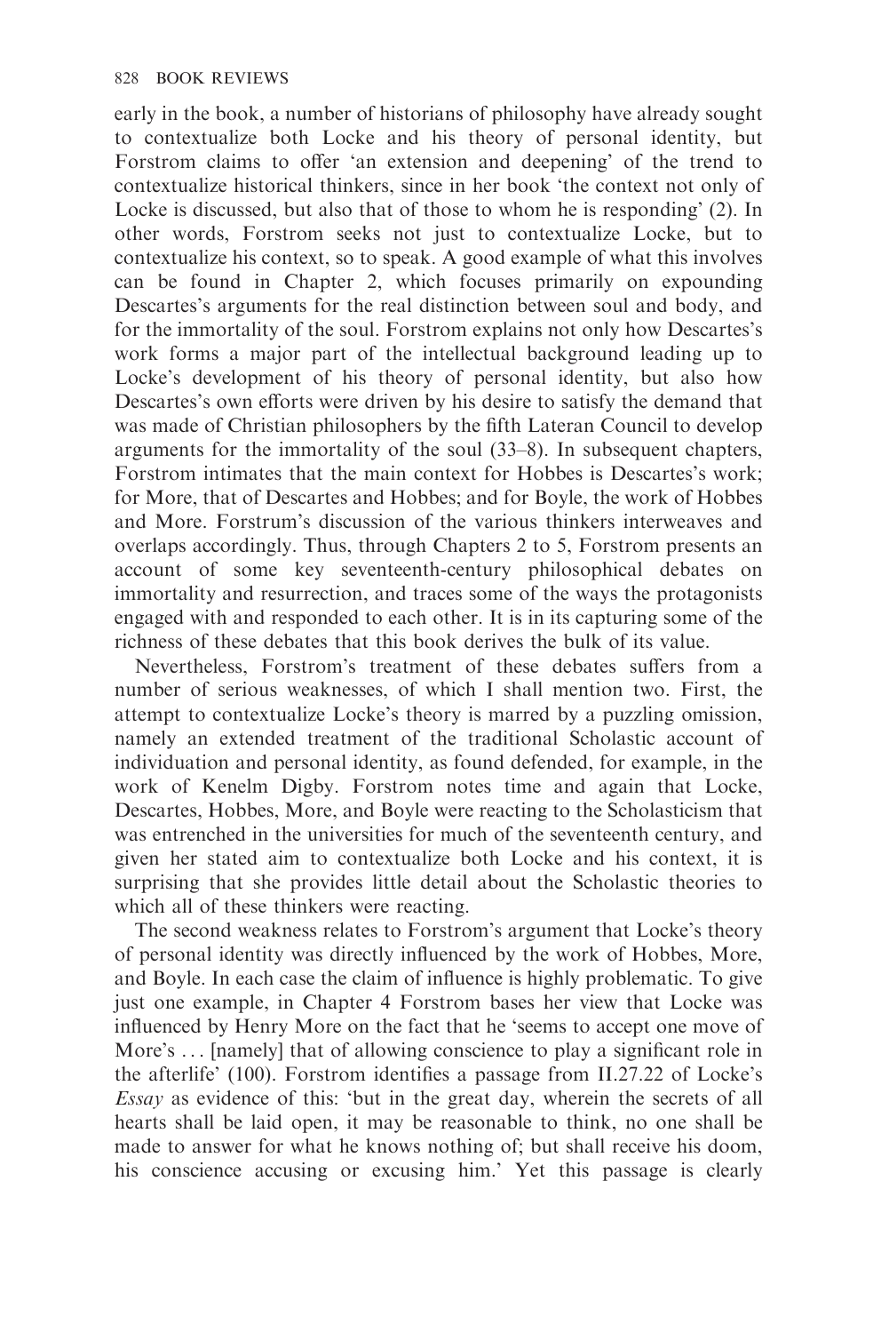early in the book, a number of historians of philosophy have already sought to contextualize both Locke and his theory of personal identity, but Forstrom claims to offer 'an extension and deepening' of the trend to contextualize historical thinkers, since in her book 'the context not only of Locke is discussed, but also that of those to whom he is responding' (2). In other words, Forstrom seeks not just to contextualize Locke, but to contextualize his context, so to speak. A good example of what this involves can be found in Chapter 2, which focuses primarily on expounding Descartes's arguments for the real distinction between soul and body, and for the immortality of the soul. Forstrom explains not only how Descartes's work forms a major part of the intellectual background leading up to Locke's development of his theory of personal identity, but also how Descartes's own efforts were driven by his desire to satisfy the demand that was made of Christian philosophers by the fifth Lateran Council to develop arguments for the immortality of the soul (33–8). In subsequent chapters, Forstrom intimates that the main context for Hobbes is Descartes's work; for More, that of Descartes and Hobbes; and for Boyle, the work of Hobbes and More. Forstrum's discussion of the various thinkers interweaves and overlaps accordingly. Thus, through Chapters 2 to 5, Forstrom presents an account of some key seventeenth-century philosophical debates on immortality and resurrection, and traces some of the ways the protagonists engaged with and responded to each other. It is in its capturing some of the richness of these debates that this book derives the bulk of its value.

Nevertheless, Forstrom's treatment of these debates suffers from a number of serious weaknesses, of which I shall mention two. First, the attempt to contextualize Locke's theory is marred by a puzzling omission, namely an extended treatment of the traditional Scholastic account of individuation and personal identity, as found defended, for example, in the work of Kenelm Digby. Forstrom notes time and again that Locke, Descartes, Hobbes, More, and Boyle were reacting to the Scholasticism that was entrenched in the universities for much of the seventeenth century, and given her stated aim to contextualize both Locke and his context, it is surprising that she provides little detail about the Scholastic theories to which all of these thinkers were reacting.

The second weakness relates to Forstrom's argument that Locke's theory of personal identity was directly influenced by the work of Hobbes, More, and Boyle. In each case the claim of influence is highly problematic. To give just one example, in Chapter 4 Forstrom bases her view that Locke was influenced by Henry More on the fact that he 'seems to accept one move of More's ... [namely] that of allowing conscience to play a significant role in the afterlife' (100). Forstrom identifies a passage from II.27.22 of Locke's *Essay* as evidence of this: 'but in the great day, wherein the secrets of all hearts shall be laid open, it may be reasonable to think, no one shall be made to answer for what he knows nothing of; but shall receive his doom, his conscience accusing or excusing him.' Yet this passage is clearly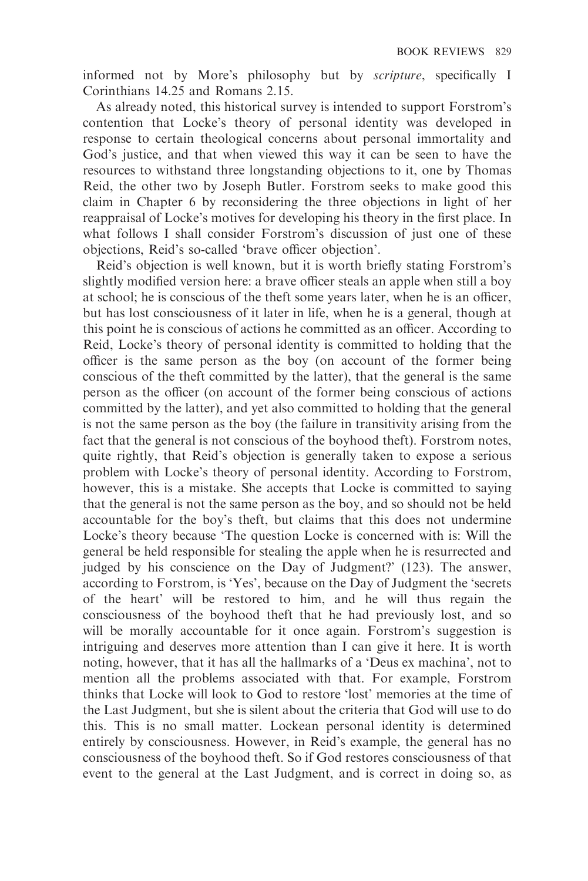informed not by More's philosophy but by *scripture*, specifically I Corinthians 14.25 and Romans 2.15.

As already noted, this historical survey is intended to support Forstrom's contention that Locke's theory of personal identity was developed in response to certain theological concerns about personal immortality and God's justice, and that when viewed this way it can be seen to have the resources to withstand three longstanding objections to it, one by Thomas Reid, the other two by Joseph Butler. Forstrom seeks to make good this claim in Chapter 6 by reconsidering the three objections in light of her reappraisal of Locke's motives for developing his theory in the first place. In what follows I shall consider Forstrom's discussion of just one of these objections, Reid's so-called 'brave officer objection'.

Reid's objection is well known, but it is worth briefly stating Forstrom's slightly modified version here: a brave officer steals an apple when still a boy at school; he is conscious of the theft some years later, when he is an officer, but has lost consciousness of it later in life, when he is a general, though at this point he is conscious of actions he committed as an officer. According to Reid, Locke's theory of personal identity is committed to holding that the officer is the same person as the boy (on account of the former being conscious of the theft committed by the latter), that the general is the same person as the officer (on account of the former being conscious of actions committed by the latter), and yet also committed to holding that the general is not the same person as the boy (the failure in transitivity arising from the fact that the general is not conscious of the boyhood theft). Forstrom notes, quite rightly, that Reid's objection is generally taken to expose a serious problem with Locke's theory of personal identity. According to Forstrom, however, this is a mistake. She accepts that Locke is committed to saying that the general is not the same person as the boy, and so should not be held accountable for the boy's theft, but claims that this does not undermine Locke's theory because 'The question Locke is concerned with is: Will the general be held responsible for stealing the apple when he is resurrected and judged by his conscience on the Day of Judgment?' (123). The answer, according to Forstrom, is 'Yes', because on the Day of Judgment the 'secrets of the heart' will be restored to him, and he will thus regain the consciousness of the boyhood theft that he had previously lost, and so will be morally accountable for it once again. Forstrom's suggestion is intriguing and deserves more attention than I can give it here. It is worth noting, however, that it has all the hallmarks of a 'Deus ex machina', not to mention all the problems associated with that. For example, Forstrom thinks that Locke will look to God to restore 'lost' memories at the time of the Last Judgment, but she is silent about the criteria that God will use to do this. This is no small matter. Lockean personal identity is determined entirely by consciousness. However, in Reid's example, the general has no consciousness of the boyhood theft. So if God restores consciousness of that event to the general at the Last Judgment, and is correct in doing so, as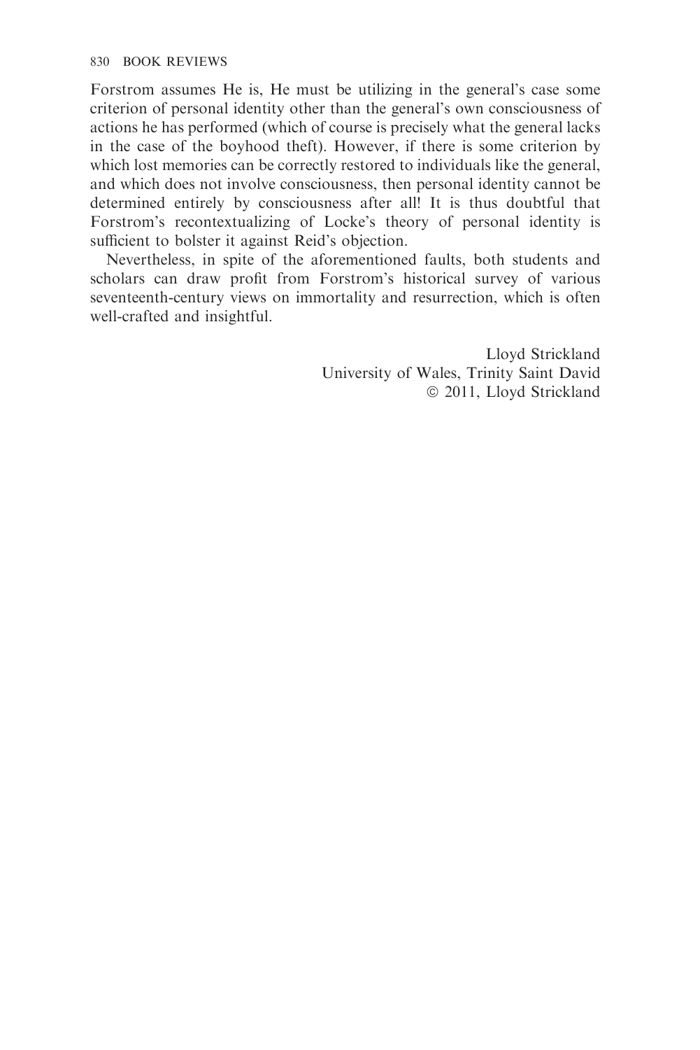Forstrom assumes He is, He must be utilizing in the general's case some criterion of personal identity other than the general's own consciousness of actions he has performed (which of course is precisely what the general lacks in the case of the boyhood theft). However, if there is some criterion by which lost memories can be correctly restored to individuals like the general, and which does not involve consciousness, then personal identity cannot be determined entirely by consciousness after all! It is thus doubtful that Forstrom's recontextualizing of Locke's theory of personal identity is sufficient to bolster it against Reid's objection.

Nevertheless, in spite of the aforementioned faults, both students and scholars can draw profit from Forstrom's historical survey of various seventeenth-century views on immortality and resurrection, which is often well-crafted and insightful.

Lloyd Strickland  
University of Wales, Trinity Saint David  
© 2011, Lloyd Strickland